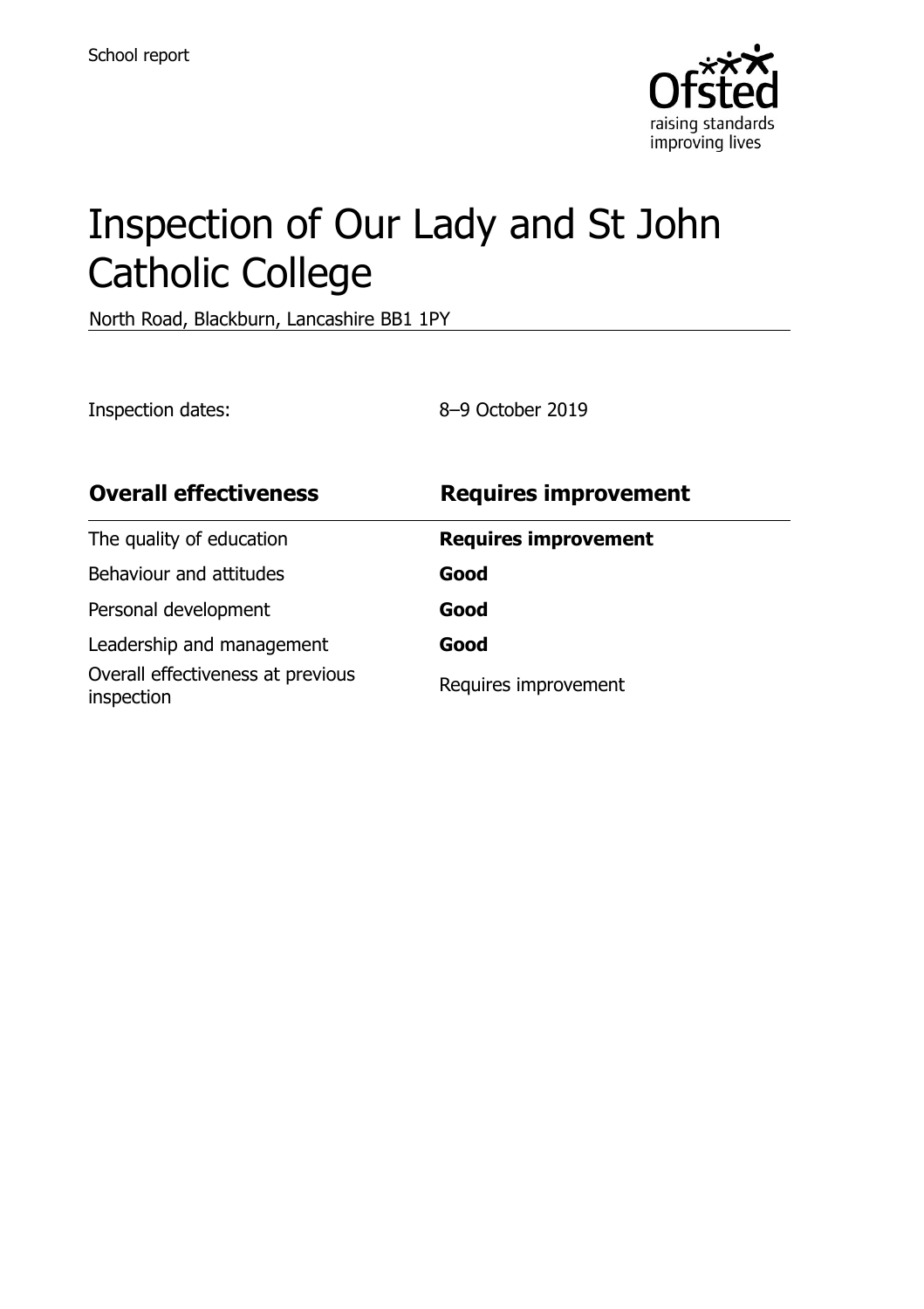School report

# Inspection of Our Lady and St John Catholic College

North Road, Blackburn, Lancashire BB1 1PY

Inspection dates: 8–9 October 2019

| **Overall effectiveness** | **Requires improvement** |
| --- | --- |
| The quality of education | **Requires improvement** |
| Behaviour and attitudes | **Good** |
| Personal development | **Good** |
| Leadership and management | **Good** |
| Overall effectiveness at previous inspection | Requires improvement |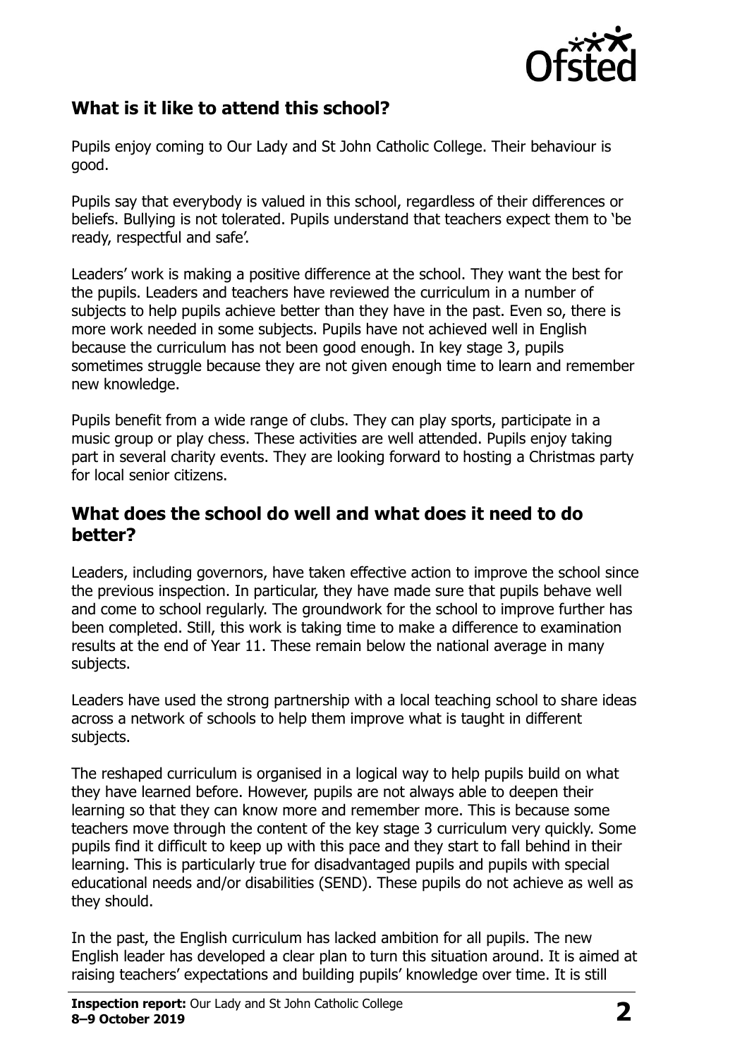## What is it like to attend this school?

Pupils enjoy coming to Our Lady and St John Catholic College. Their behaviour is good.

Pupils say that everybody is valued in this school, regardless of their differences or beliefs. Bullying is not tolerated. Pupils understand that teachers expect them to 'be ready, respectful and safe'.

Leaders' work is making a positive difference at the school. They want the best for the pupils. Leaders and teachers have reviewed the curriculum in a number of subjects to help pupils achieve better than they have in the past. Even so, there is more work needed in some subjects. Pupils have not achieved well in English because the curriculum has not been good enough. In key stage 3, pupils sometimes struggle because they are not given enough time to learn and remember new knowledge.

Pupils benefit from a wide range of clubs. They can play sports, participate in a music group or play chess. These activities are well attended. Pupils enjoy taking part in several charity events. They are looking forward to hosting a Christmas party for local senior citizens.

## What does the school do well and what does it need to do better?

Leaders, including governors, have taken effective action to improve the school since the previous inspection. In particular, they have made sure that pupils behave well and come to school regularly. The groundwork for the school to improve further has been completed. Still, this work is taking time to make a difference to examination results at the end of Year 11. These remain below the national average in many subjects.

Leaders have used the strong partnership with a local teaching school to share ideas across a network of schools to help them improve what is taught in different subjects.

The reshaped curriculum is organised in a logical way to help pupils build on what they have learned before. However, pupils are not always able to deepen their learning so that they can know more and remember more. This is because some teachers move through the content of the key stage 3 curriculum very quickly. Some pupils find it difficult to keep up with this pace and they start to fall behind in their learning. This is particularly true for disadvantaged pupils and pupils with special educational needs and/or disabilities (SEND). These pupils do not achieve as well as they should.

In the past, the English curriculum has lacked ambition for all pupils. The new English leader has developed a clear plan to turn this situation around. It is aimed at raising teachers' expectations and building pupils' knowledge over time. It is still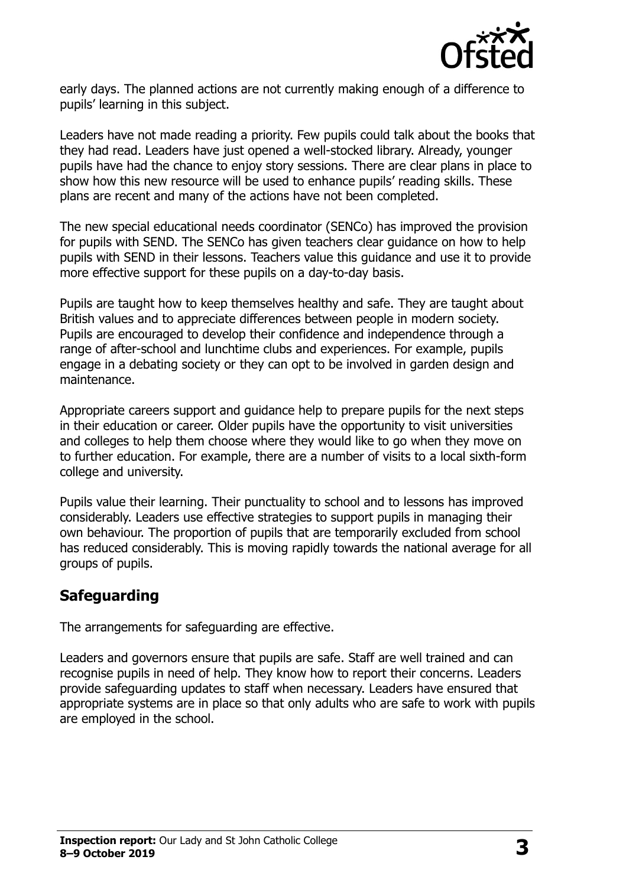early days. The planned actions are not currently making enough of a difference to pupils' learning in this subject.

Leaders have not made reading a priority. Few pupils could talk about the books that they had read. Leaders have just opened a well-stocked library. Already, younger pupils have had the chance to enjoy story sessions. There are clear plans in place to show how this new resource will be used to enhance pupils' reading skills. These plans are recent and many of the actions have not been completed.

The new special educational needs coordinator (SENCo) has improved the provision for pupils with SEND. The SENCo has given teachers clear guidance on how to help pupils with SEND in their lessons. Teachers value this guidance and use it to provide more effective support for these pupils on a day-to-day basis.

Pupils are taught how to keep themselves healthy and safe. They are taught about British values and to appreciate differences between people in modern society. Pupils are encouraged to develop their confidence and independence through a range of after-school and lunchtime clubs and experiences. For example, pupils engage in a debating society or they can opt to be involved in garden design and maintenance.

Appropriate careers support and guidance help to prepare pupils for the next steps in their education or career. Older pupils have the opportunity to visit universities and colleges to help them choose where they would like to go when they move on to further education. For example, there are a number of visits to a local sixth-form college and university.

Pupils value their learning. Their punctuality to school and to lessons has improved considerably. Leaders use effective strategies to support pupils in managing their own behaviour. The proportion of pupils that are temporarily excluded from school has reduced considerably. This is moving rapidly towards the national average for all groups of pupils.

## Safeguarding

The arrangements for safeguarding are effective.

Leaders and governors ensure that pupils are safe. Staff are well trained and can recognise pupils in need of help. They know how to report their concerns. Leaders provide safeguarding updates to staff when necessary. Leaders have ensured that appropriate systems are in place so that only adults who are safe to work with pupils are employed in the school.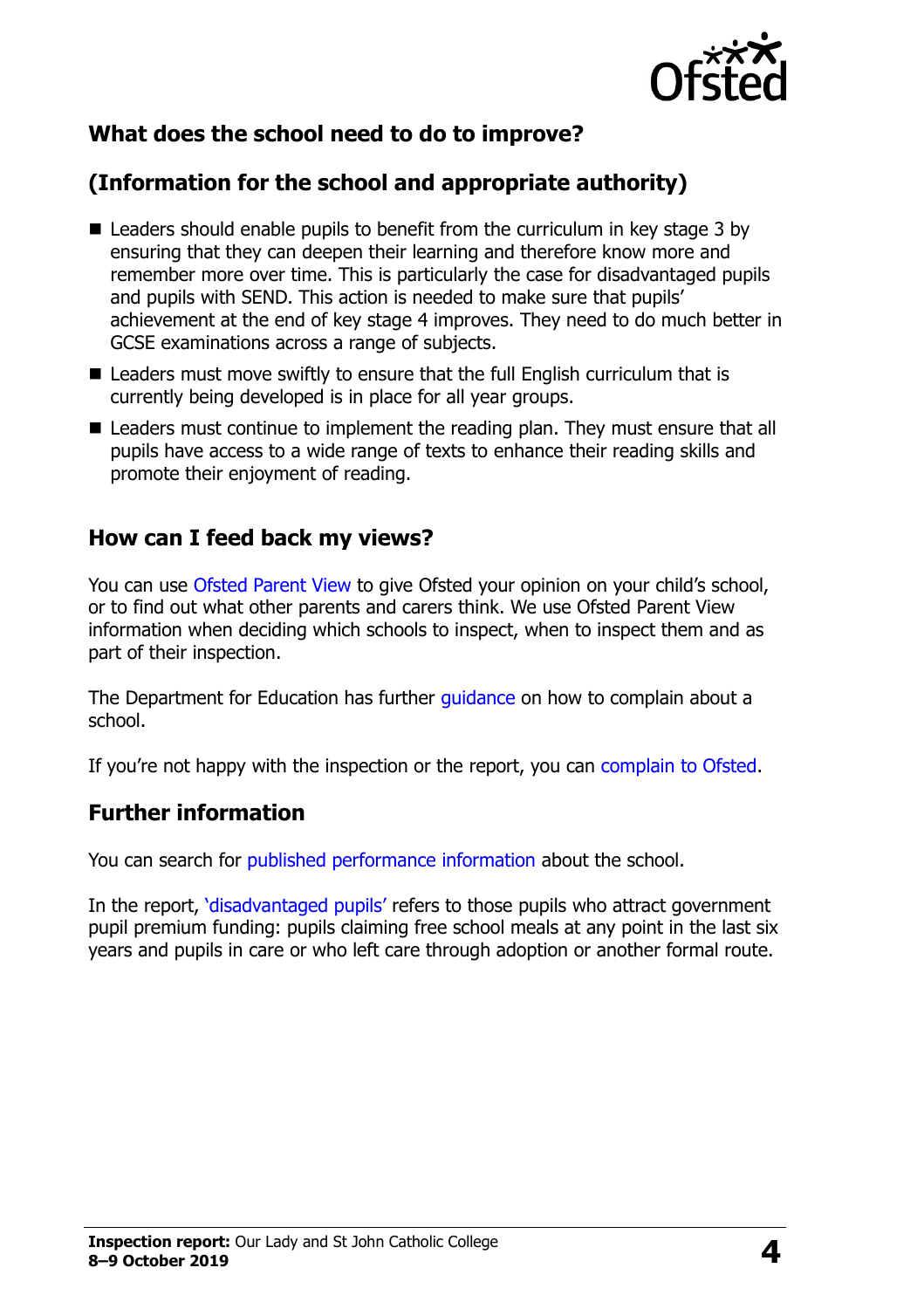## What does the school need to do to improve?

## (Information for the school and appropriate authority)

- Leaders should enable pupils to benefit from the curriculum in key stage 3 by ensuring that they can deepen their learning and therefore know more and remember more over time. This is particularly the case for disadvantaged pupils and pupils with SEND. This action is needed to make sure that pupils' achievement at the end of key stage 4 improves. They need to do much better in GCSE examinations across a range of subjects.
- Leaders must move swiftly to ensure that the full English curriculum that is currently being developed is in place for all year groups.
- Leaders must continue to implement the reading plan. They must ensure that all pupils have access to a wide range of texts to enhance their reading skills and promote their enjoyment of reading.

## How can I feed back my views?

You can use Ofsted Parent View to give Ofsted your opinion on your child's school, or to find out what other parents and carers think. We use Ofsted Parent View information when deciding which schools to inspect, when to inspect them and as part of their inspection.

The Department for Education has further guidance on how to complain about a school.

If you're not happy with the inspection or the report, you can complain to Ofsted.

## Further information

You can search for published performance information about the school.

In the report, 'disadvantaged pupils' refers to those pupils who attract government pupil premium funding: pupils claiming free school meals at any point in the last six years and pupils in care or who left care through adoption or another formal route.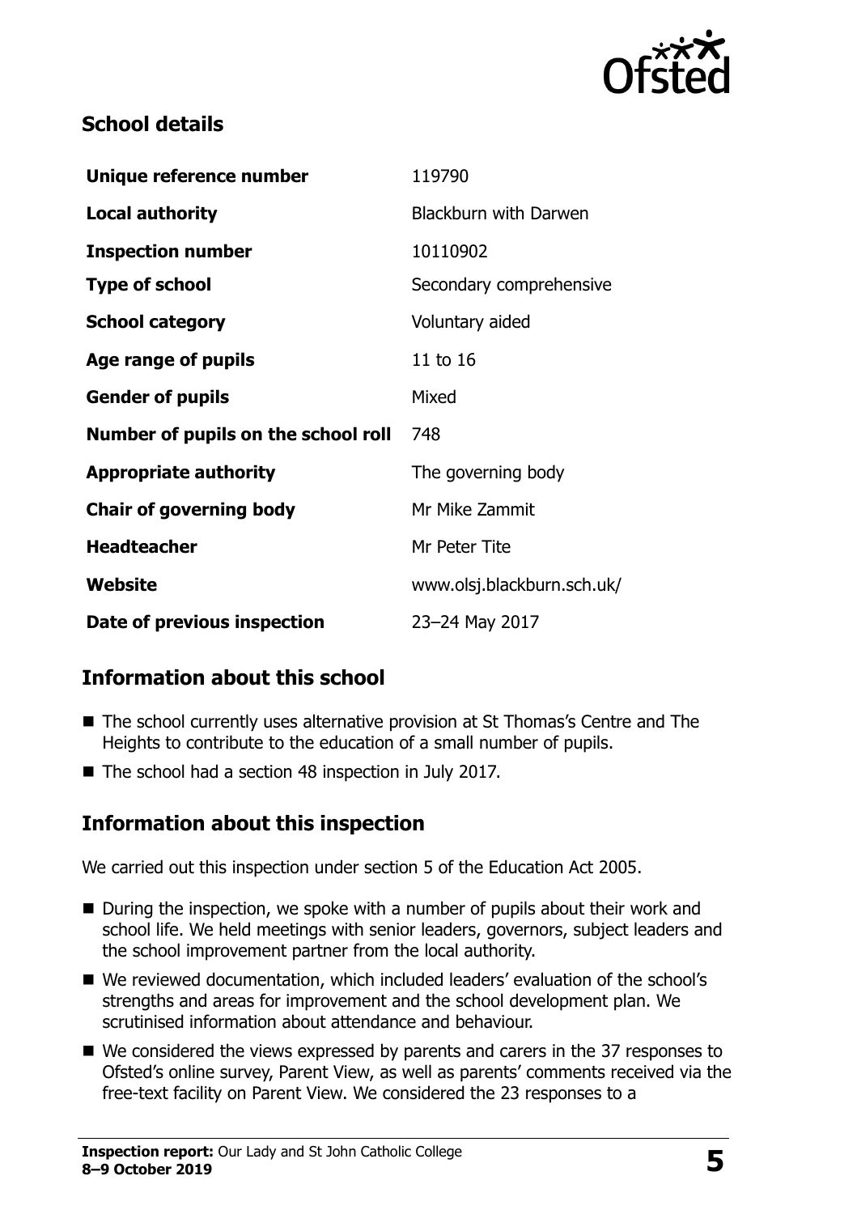## School details

| | |
|---|---|
| **Unique reference number** | 119790 |
| **Local authority** | Blackburn with Darwen |
| **Inspection number** | 10110902 |
| **Type of school** | Secondary comprehensive |
| **School category** | Voluntary aided |
| **Age range of pupils** | 11 to 16 |
| **Gender of pupils** | Mixed |
| **Number of pupils on the school roll** | 748 |
| **Appropriate authority** | The governing body |
| **Chair of governing body** | Mr Mike Zammit |
| **Headteacher** | Mr Peter Tite |
| **Website** | www.olsj.blackburn.sch.uk/ |
| **Date of previous inspection** | 23–24 May 2017 |

## Information about this school

- The school currently uses alternative provision at St Thomas's Centre and The Heights to contribute to the education of a small number of pupils.
- The school had a section 48 inspection in July 2017.

## Information about this inspection

We carried out this inspection under section 5 of the Education Act 2005.

- During the inspection, we spoke with a number of pupils about their work and school life. We held meetings with senior leaders, governors, subject leaders and the school improvement partner from the local authority.
- We reviewed documentation, which included leaders' evaluation of the school's strengths and areas for improvement and the school development plan. We scrutinised information about attendance and behaviour.
- We considered the views expressed by parents and carers in the 37 responses to Ofsted's online survey, Parent View, as well as parents' comments received via the free-text facility on Parent View. We considered the 23 responses to a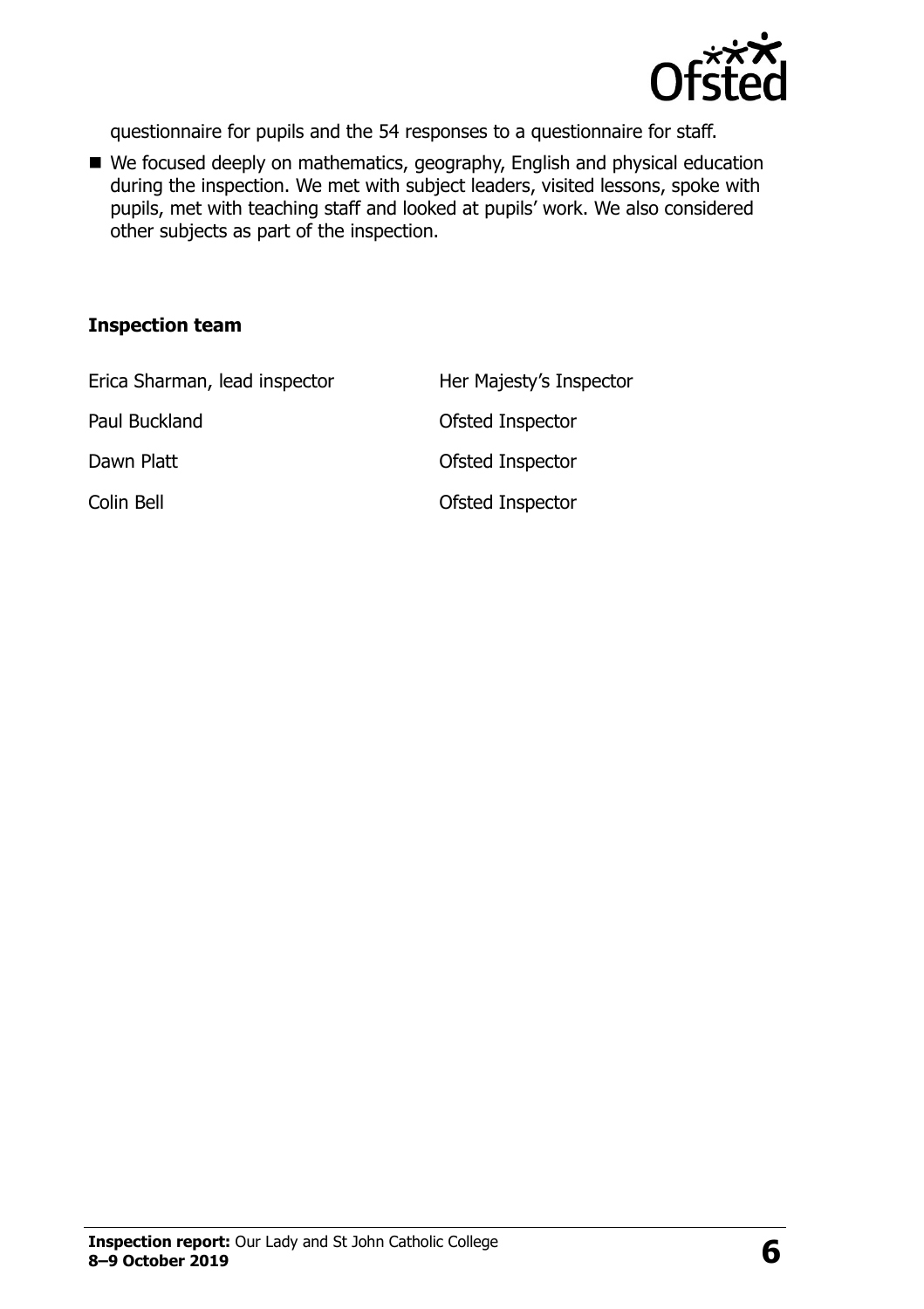questionnaire for pupils and the 54 responses to a questionnaire for staff.

- We focused deeply on mathematics, geography, English and physical education during the inspection. We met with subject leaders, visited lessons, spoke with pupils, met with teaching staff and looked at pupils' work. We also considered other subjects as part of the inspection.

### Inspection team

| | |
|---|---|
| Erica Sharman, lead inspector | Her Majesty's Inspector |
| Paul Buckland | Ofsted Inspector |
| Dawn Platt | Ofsted Inspector |
| Colin Bell | Ofsted Inspector |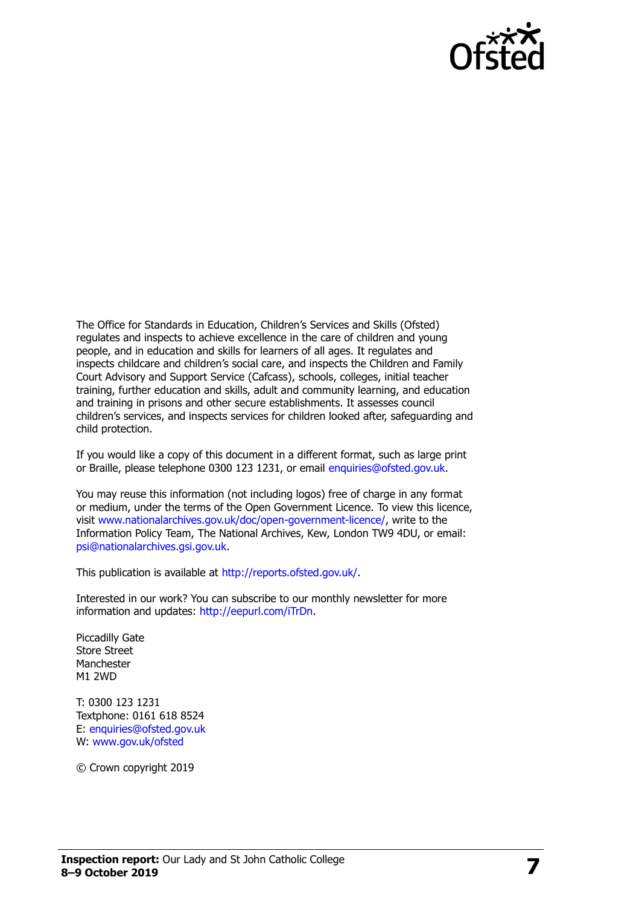The Office for Standards in Education, Children's Services and Skills (Ofsted) regulates and inspects to achieve excellence in the care of children and young people, and in education and skills for learners of all ages. It regulates and inspects childcare and children's social care, and inspects the Children and Family Court Advisory and Support Service (Cafcass), schools, colleges, initial teacher training, further education and skills, adult and community learning, and education and training in prisons and other secure establishments. It assesses council children's services, and inspects services for children looked after, safeguarding and child protection.

If you would like a copy of this document in a different format, such as large print or Braille, please telephone 0300 123 1231, or email enquiries@ofsted.gov.uk.

You may reuse this information (not including logos) free of charge in any format or medium, under the terms of the Open Government Licence. To view this licence, visit www.nationalarchives.gov.uk/doc/open-government-licence/, write to the Information Policy Team, The National Archives, Kew, London TW9 4DU, or email: psi@nationalarchives.gsi.gov.uk.

This publication is available at http://reports.ofsted.gov.uk/.

Interested in our work? You can subscribe to our monthly newsletter for more information and updates: http://eepurl.com/iTrDn.

Piccadilly Gate
Store Street
Manchester
M1 2WD

T: 0300 123 1231
Textphone: 0161 618 8524
E: enquiries@ofsted.gov.uk
W: www.gov.uk/ofsted

© Crown copyright 2019